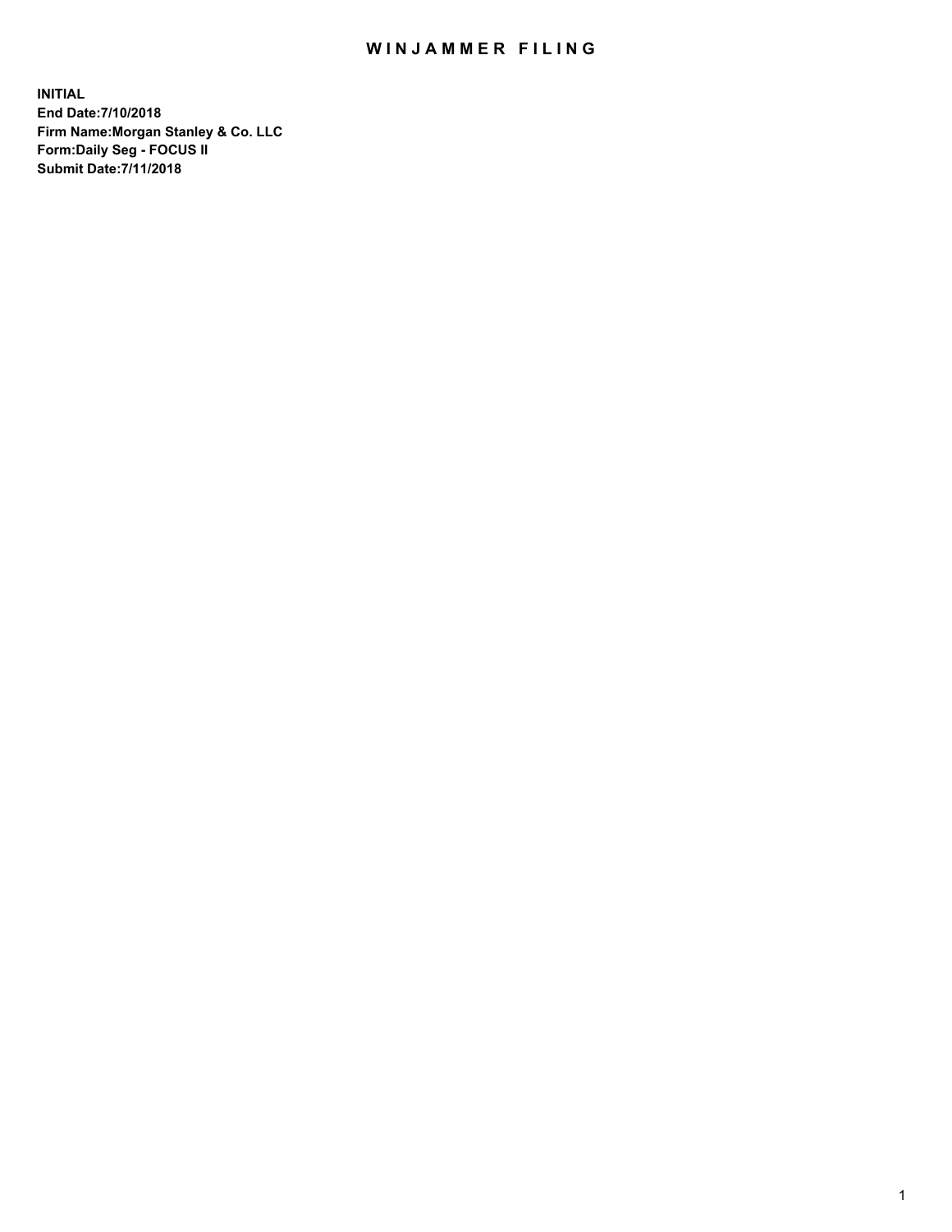# WINJAMMER FILING

**INITIAL**
**End Date:7/10/2018**
**Firm Name:Morgan Stanley & Co. LLC**
**Form:Daily Seg - FOCUS II**
**Submit Date:7/11/2018**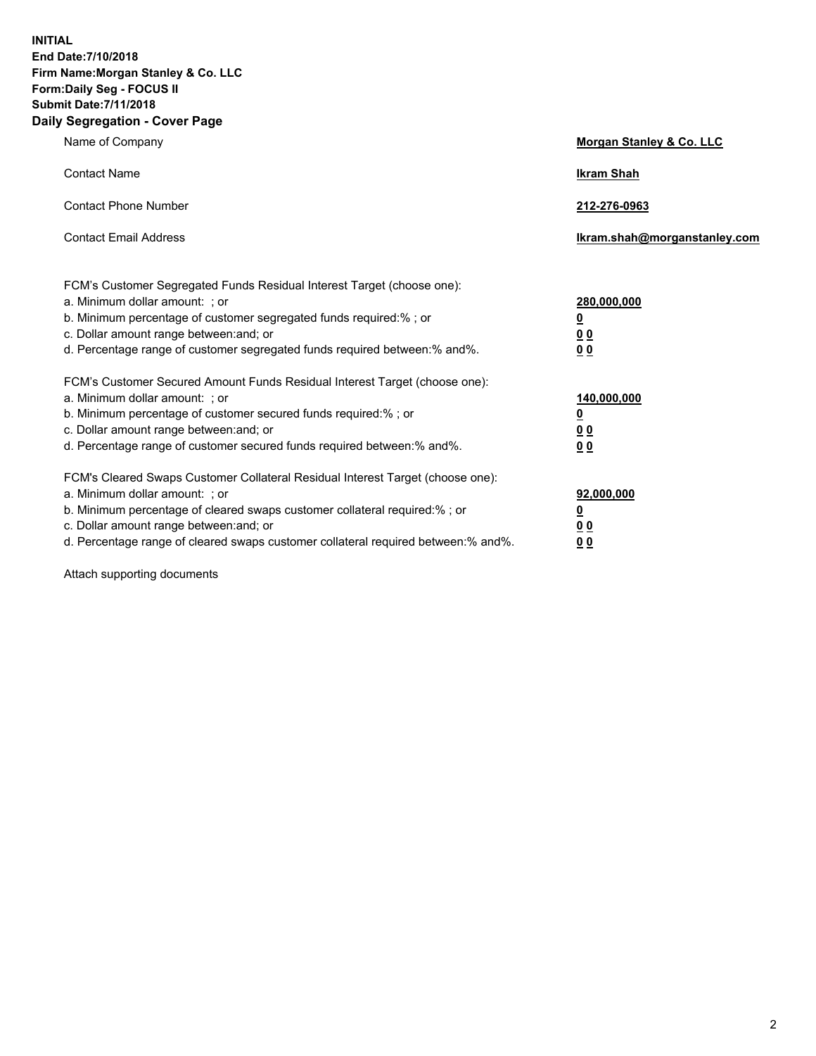**INITIAL**
**End Date:7/10/2018**
**Firm Name:Morgan Stanley & Co. LLC**
**Form:Daily Seg - FOCUS II**
**Submit Date:7/11/2018**

## Daily Segregation - Cover Page

| | |
|---|---|
| Name of Company | **Morgan Stanley & Co. LLC** |
| Contact Name | **Ikram Shah** |
| Contact Phone Number | **212-276-0963** |
| Contact Email Address | **Ikram.shah@morganstanley.com** |

| | |
|---|---|
| FCM's Customer Segregated Funds Residual Interest Target (choose one): | |
| a. Minimum dollar amount: ; or | **280,000,000** |
| b. Minimum percentage of customer segregated funds required:% ; or | **0** |
| c. Dollar amount range between:and; or | **0 0** |
| d. Percentage range of customer segregated funds required between:% and%. | **0 0** |
| FCM's Customer Secured Amount Funds Residual Interest Target (choose one): | |
| a. Minimum dollar amount: ; or | **140,000,000** |
| b. Minimum percentage of customer secured funds required:% ; or | **0** |
| c. Dollar amount range between:and; or | **0 0** |
| d. Percentage range of customer secured funds required between:% and%. | **0 0** |
| FCM's Cleared Swaps Customer Collateral Residual Interest Target (choose one): | |
| a. Minimum dollar amount: ; or | **92,000,000** |
| b. Minimum percentage of cleared swaps customer collateral required:% ; or | **0** |
| c. Dollar amount range between:and; or | **0 0** |
| d. Percentage range of cleared swaps customer collateral required between:% and%. | **0 0** |

Attach supporting documents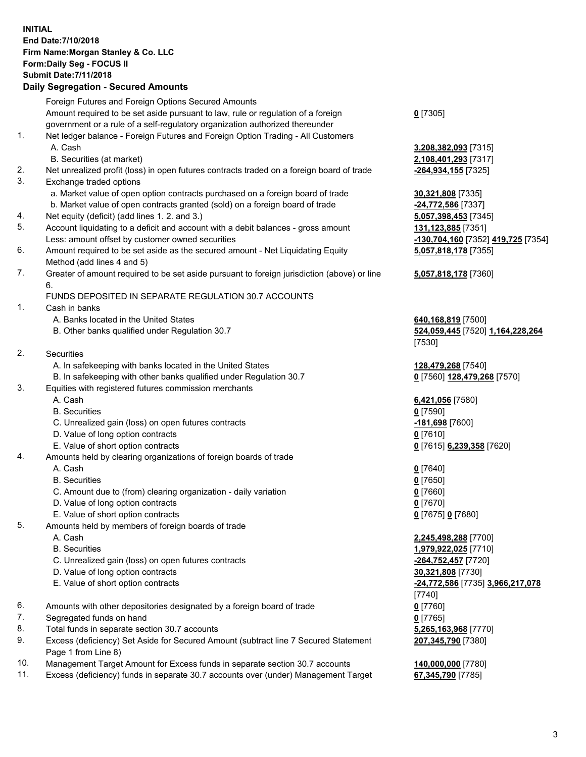**INITIAL**
**End Date:7/10/2018**
**Firm Name:Morgan Stanley & Co. LLC**
**Form:Daily Seg - FOCUS II**
**Submit Date:7/11/2018**
**Daily Segregation - Secured Amounts**

| | | | |
|---|---|---|---|
| | Foreign Futures and Foreign Options Secured Amounts | | |
| | Amount required to be set aside pursuant to law, rule or regulation of a foreign government or a rule of a self-regulatory organization authorized thereunder | **0** [7305] | |
| 1. | Net ledger balance - Foreign Futures and Foreign Option Trading - All Customers | | |
| | A. Cash | **3,208,382,093** [7315] | |
| | B. Securities (at market) | **2,108,401,293** [7317] | |
| 2. | Net unrealized profit (loss) in open futures contracts traded on a foreign board of trade | **-264,934,155** [7325] | |
| 3. | Exchange traded options | | |
| | a. Market value of open option contracts purchased on a foreign board of trade | **30,321,808** [7335] | |
| | b. Market value of open contracts granted (sold) on a foreign board of trade | **-24,772,586** [7337] | |
| 4. | Net equity (deficit) (add lines 1. 2. and 3.) | **5,057,398,453** [7345] | |
| 5. | Account liquidating to a deficit and account with a debit balances - gross amount | **131,123,885** [7351] | |
| | Less: amount offset by customer owned securities | **-130,704,160** [7352] | **419,725** [7354] |
| 6. | Amount required to be set aside as the secured amount - Net Liquidating Equity Method (add lines 4 and 5) | **5,057,818,178** [7355] | |
| 7. | Greater of amount required to be set aside pursuant to foreign jurisdiction (above) or line 6. | **5,057,818,178** [7360] | |
| | FUNDS DEPOSITED IN SEPARATE REGULATION 30.7 ACCOUNTS | | |
| 1. | Cash in banks | | |
| | A. Banks located in the United States | **640,168,819** [7500] | |
| | B. Other banks qualified under Regulation 30.7 | **524,059,445** [7520] | **1,164,228,264** [7530] |
| 2. | Securities | | |
| | A. In safekeeping with banks located in the United States | **128,479,268** [7540] | |
| | B. In safekeeping with other banks qualified under Regulation 30.7 | **0** [7560] | **128,479,268** [7570] |
| 3. | Equities with registered futures commission merchants | | |
| | A. Cash | **6,421,056** [7580] | |
| | B. Securities | **0** [7590] | |
| | C. Unrealized gain (loss) on open futures contracts | **-181,698** [7600] | |
| | D. Value of long option contracts | **0** [7610] | |
| | E. Value of short option contracts | **0** [7615] | **6,239,358** [7620] |
| 4. | Amounts held by clearing organizations of foreign boards of trade | | |
| | A. Cash | **0** [7640] | |
| | B. Securities | **0** [7650] | |
| | C. Amount due to (from) clearing organization - daily variation | **0** [7660] | |
| | D. Value of long option contracts | **0** [7670] | |
| | E. Value of short option contracts | **0** [7675] | **0** [7680] |
| 5. | Amounts held by members of foreign boards of trade | | |
| | A. Cash | **2,245,498,288** [7700] | |
| | B. Securities | **1,979,922,025** [7710] | |
| | C. Unrealized gain (loss) on open futures contracts | **-264,752,457** [7720] | |
| | D. Value of long option contracts | **30,321,808** [7730] | |
| | E. Value of short option contracts | **-24,772,586** [7735] | **3,966,217,078** [7740] |
| 6. | Amounts with other depositories designated by a foreign board of trade | **0** [7760] | |
| 7. | Segregated funds on hand | **0** [7765] | |
| 8. | Total funds in separate section 30.7 accounts | **5,265,163,968** [7770] | |
| 9. | Excess (deficiency) Set Aside for Secured Amount (subtract line 7 Secured Statement Page 1 from Line 8) | **207,345,790** [7380] | |
| 10. | Management Target Amount for Excess funds in separate section 30.7 accounts | **140,000,000** [7780] | |
| 11. | Excess (deficiency) funds in separate 30.7 accounts over (under) Management Target | **67,345,790** [7785] | |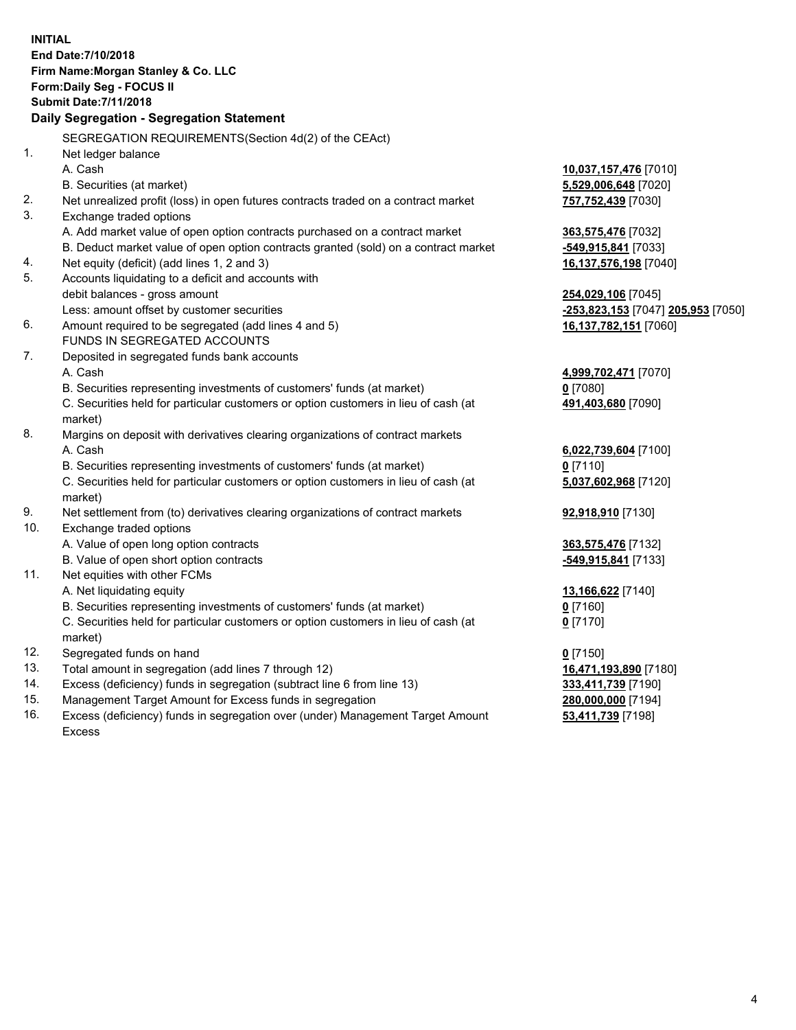**INITIAL**
**End Date:7/10/2018**
**Firm Name:Morgan Stanley & Co. LLC**
**Form:Daily Seg - FOCUS II**
**Submit Date:7/11/2018**

## Daily Segregation - Segregation Statement

| | | |
|---|---|---|
| | SEGREGATION REQUIREMENTS(Section 4d(2) of the CEAct) | |
| 1. | Net ledger balance | |
| | A. Cash | **10,037,157,476** [7010] |
| | B. Securities (at market) | **5,529,006,648** [7020] |
| 2. | Net unrealized profit (loss) in open futures contracts traded on a contract market | **757,752,439** [7030] |
| 3. | Exchange traded options | |
| | A. Add market value of open option contracts purchased on a contract market | **363,575,476** [7032] |
| | B. Deduct market value of open option contracts granted (sold) on a contract market | **-549,915,841** [7033] |
| 4. | Net equity (deficit) (add lines 1, 2 and 3) | **16,137,576,198** [7040] |
| 5. | Accounts liquidating to a deficit and accounts with debit balances - gross amount | **254,029,106** [7045] |
| | Less: amount offset by customer securities | **-253,823,153** [7047] **205,953** [7050] |
| 6. | Amount required to be segregated (add lines 4 and 5) | **16,137,782,151** [7060] |
| | FUNDS IN SEGREGATED ACCOUNTS | |
| 7. | Deposited in segregated funds bank accounts | |
| | A. Cash | **4,999,702,471** [7070] |
| | B. Securities representing investments of customers' funds (at market) | **0** [7080] |
| | C. Securities held for particular customers or option customers in lieu of cash (at market) | **491,403,680** [7090] |
| 8. | Margins on deposit with derivatives clearing organizations of contract markets | |
| | A. Cash | **6,022,739,604** [7100] |
| | B. Securities representing investments of customers' funds (at market) | **0** [7110] |
| | C. Securities held for particular customers or option customers in lieu of cash (at market) | **5,037,602,968** [7120] |
| 9. | Net settlement from (to) derivatives clearing organizations of contract markets | **92,918,910** [7130] |
| 10. | Exchange traded options | |
| | A. Value of open long option contracts | **363,575,476** [7132] |
| | B. Value of open short option contracts | **-549,915,841** [7133] |
| 11. | Net equities with other FCMs | |
| | A. Net liquidating equity | **13,166,622** [7140] |
| | B. Securities representing investments of customers' funds (at market) | **0** [7160] |
| | C. Securities held for particular customers or option customers in lieu of cash (at market) | **0** [7170] |
| 12. | Segregated funds on hand | **0** [7150] |
| 13. | Total amount in segregation (add lines 7 through 12) | **16,471,193,890** [7180] |
| 14. | Excess (deficiency) funds in segregation (subtract line 6 from line 13) | **333,411,739** [7190] |
| 15. | Management Target Amount for Excess funds in segregation | **280,000,000** [7194] |
| 16. | Excess (deficiency) funds in segregation over (under) Management Target Amount Excess | **53,411,739** [7198] |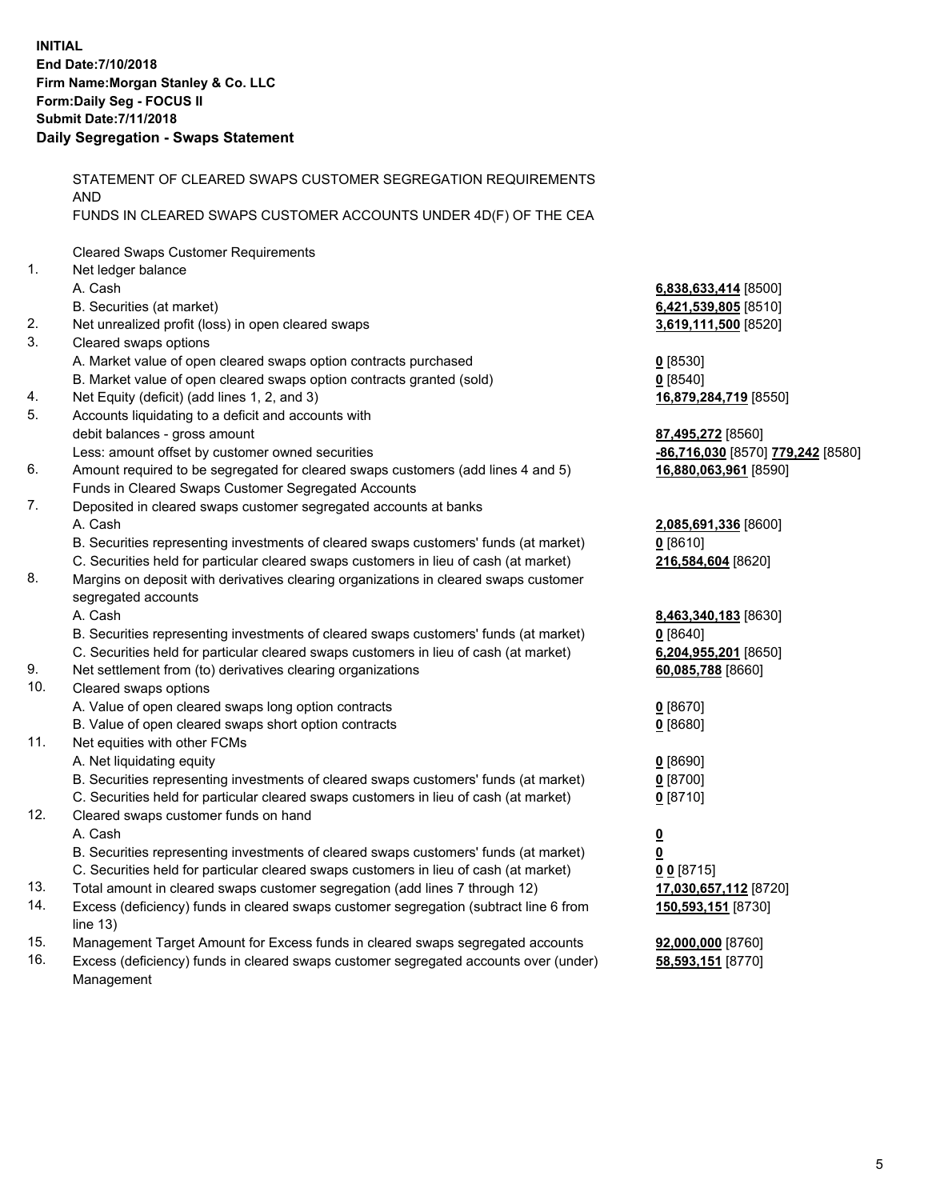**INITIAL**
**End Date:7/10/2018**
**Firm Name:Morgan Stanley & Co. LLC**
**Form:Daily Seg - FOCUS II**
**Submit Date:7/11/2018**
**Daily Segregation - Swaps Statement**

STATEMENT OF CLEARED SWAPS CUSTOMER SEGREGATION REQUIREMENTS AND FUNDS IN CLEARED SWAPS CUSTOMER ACCOUNTS UNDER 4D(F) OF THE CEA

| | | |
|---|---|---|
| | Cleared Swaps Customer Requirements | |
| 1. | Net ledger balance | |
| | A. Cash | **6,838,633,414** [8500] |
| | B. Securities (at market) | **6,421,539,805** [8510] |
| 2. | Net unrealized profit (loss) in open cleared swaps | **3,619,111,500** [8520] |
| 3. | Cleared swaps options | |
| | A. Market value of open cleared swaps option contracts purchased | **0** [8530] |
| | B. Market value of open cleared swaps option contracts granted (sold) | **0** [8540] |
| 4. | Net Equity (deficit) (add lines 1, 2, and 3) | **16,879,284,719** [8550] |
| 5. | Accounts liquidating to a deficit and accounts with debit balances - gross amount | **87,495,272** [8560] |
| | Less: amount offset by customer owned securities | **-86,716,030** [8570] **779,242** [8580] |
| 6. | Amount required to be segregated for cleared swaps customers (add lines 4 and 5) | **16,880,063,961** [8590] |
| | Funds in Cleared Swaps Customer Segregated Accounts | |
| 7. | Deposited in cleared swaps customer segregated accounts at banks | |
| | A. Cash | **2,085,691,336** [8600] |
| | B. Securities representing investments of cleared swaps customers' funds (at market) | **0** [8610] |
| | C. Securities held for particular cleared swaps customers in lieu of cash (at market) | **216,584,604** [8620] |
| 8. | Margins on deposit with derivatives clearing organizations in cleared swaps customer segregated accounts | |
| | A. Cash | **8,463,340,183** [8630] |
| | B. Securities representing investments of cleared swaps customers' funds (at market) | **0** [8640] |
| | C. Securities held for particular cleared swaps customers in lieu of cash (at market) | **6,204,955,201** [8650] |
| 9. | Net settlement from (to) derivatives clearing organizations | **60,085,788** [8660] |
| 10. | Cleared swaps options | |
| | A. Value of open cleared swaps long option contracts | **0** [8670] |
| | B. Value of open cleared swaps short option contracts | **0** [8680] |
| 11. | Net equities with other FCMs | |
| | A. Net liquidating equity | **0** [8690] |
| | B. Securities representing investments of cleared swaps customers' funds (at market) | **0** [8700] |
| | C. Securities held for particular cleared swaps customers in lieu of cash (at market) | **0** [8710] |
| 12. | Cleared swaps customer funds on hand | |
| | A. Cash | **0** |
| | B. Securities representing investments of cleared swaps customers' funds (at market) | **0** |
| | C. Securities held for particular cleared swaps customers in lieu of cash (at market) | **0** **0** [8715] |
| 13. | Total amount in cleared swaps customer segregation (add lines 7 through 12) | **17,030,657,112** [8720] |
| 14. | Excess (deficiency) funds in cleared swaps customer segregation (subtract line 6 from line 13) | **150,593,151** [8730] |
| 15. | Management Target Amount for Excess funds in cleared swaps segregated accounts | **92,000,000** [8760] |
| 16. | Excess (deficiency) funds in cleared swaps customer segregated accounts over (under) Management | **58,593,151** [8770] |